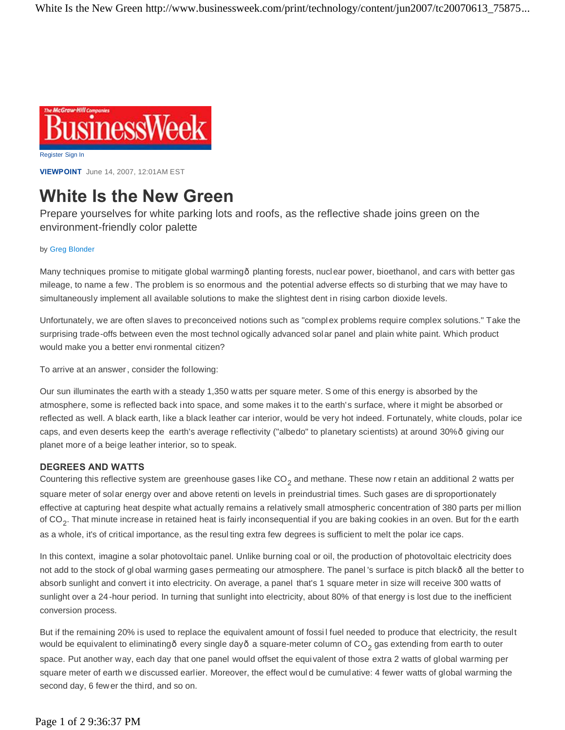VIEWPOINT June 14, 2007, 12:01AM EST

# White Is the New Green

Prepare yourselves for white parking lots and roofs, as the reflective shade joins green on the environment-friendly color palette

by Greg Blonder

Many techniques promise to mitigate global warmingð planting forests, nuclear power, bioethanol, and cars with better gas mileage, to name a few. The problem is so enormous and the potential adverse effects so disturbing that we may have to simultaneously implement all available solutions to make the slightest dent in rising carbon dioxide levels.

Unfortunately, we are often slaves to preconceived notions such as "complex problems require complex solutions." Take the surprising trade-offs between even the most technologically advanced solar panel and plain white paint. Which product would make you a better environmental citizen?

To arrive at an answer, consider the following:

Our sun illuminates the earth with a steady 1,350 watts per square meter. Some of this energy is absorbed by the atmosphere, some is reflected back into space, and some makes it to the earth's surface, where it might be absorbed or reflected as well. A black earth, like a black leather car interior, would be very hot indeed. Fortunately, white clouds, polar ice caps, and even deserts keep the earth's average reflectivity ("albedo" to planetary scientists) at around 30%ð giving our planet more of a beige leather interior, so to speak.

### DEGREES AND WATTS

Countering this reflective system are greenhouse gases like $CO_2$ and methane. These now retain an additional 2 watts per square meter of solar energy over and above retention levels in preindustrial times. Such gases are disproportionately effective at capturing heat despite what actually remains a relatively small atmospheric concentration of 380 parts per million of $CO_2$. That minute increase in retained heat is fairly inconsequential if you are baking cookies in an oven. But for the earth as a whole, it's of critical importance, as the resulting extra few degrees is sufficient to melt the polar ice caps.

In this context, imagine a solar photovoltaic panel. Unlike burning coal or oil, the production of photovoltaic electricity does not add to the stock of global warming gases permeating our atmosphere. The panel's surface is pitch blackð all the better to absorb sunlight and convert it into electricity. On average, a panel that's 1 square meter in size will receive 300 watts of sunlight over a 24-hour period. In turning that sunlight into electricity, about 80% of that energy is lost due to the inefficient conversion process.

But if the remaining 20% is used to replace the equivalent amount of fossil fuel needed to produce that electricity, the result would be equivalent to eliminatingð every single dayð a square-meter column of $CO_2$ gas extending from earth to outer space. Put another way, each day that one panel would offset the equivalent of those extra 2 watts of global warming per square meter of earth we discussed earlier. Moreover, the effect would be cumulative: 4 fewer watts of global warming the second day, 6 fewer the third, and so on.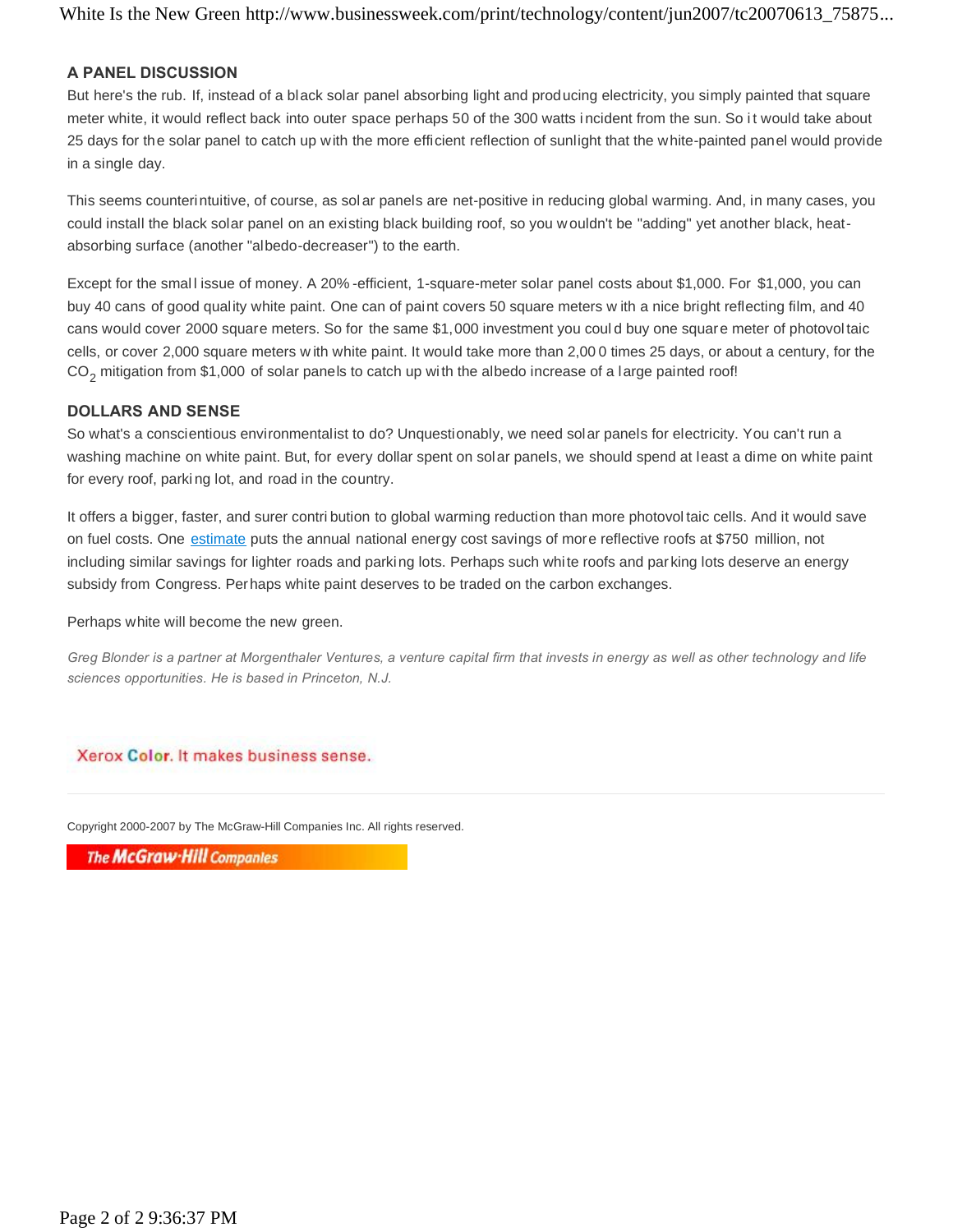### A PANEL DISCUSSION

But here's the rub. If, instead of a black solar panel absorbing light and producing electricity, you simply painted that square meter white, it would reflect back into outer space perhaps 50 of the 300 watts incident from the sun. So it would take about 25 days for the solar panel to catch up with the more efficient reflection of sunlight that the white-painted panel would provide in a single day.

This seems counterintuitive, of course, as solar panels are net-positive in reducing global warming. And, in many cases, you could install the black solar panel on an existing black building roof, so you wouldn't be "adding" yet another black, heat-absorbing surface (another "albedo-decreaser") to the earth.

Except for the small issue of money. A 20%-efficient, 1-square-meter solar panel costs about $1,000. For $1,000, you can buy 40 cans of good quality white paint. One can of paint covers 50 square meters with a nice bright reflecting film, and 40 cans would cover 2000 square meters. So for the same $1,000 investment you could buy one square meter of photovoltaic cells, or cover 2,000 square meters with white paint. It would take more than 2,000 times 25 days, or about a century, for the $CO_2$ mitigation from $1,000 of solar panels to catch up with the albedo increase of a large painted roof!

### DOLLARS AND SENSE

So what's a conscientious environmentalist to do? Unquestionably, we need solar panels for electricity. You can't run a washing machine on white paint. But, for every dollar spent on solar panels, we should spend at least a dime on white paint for every roof, parking lot, and road in the country.

It offers a bigger, faster, and surer contribution to global warming reduction than more photovoltaic cells. And it would save on fuel costs. One estimate puts the annual national energy cost savings of more reflective roofs at $750 million, not including similar savings for lighter roads and parking lots. Perhaps such white roofs and parking lots deserve an energy subsidy from Congress. Perhaps white paint deserves to be traded on the carbon exchanges.

Perhaps white will become the new green.

*Greg Blonder is a partner at Morgenthaler Ventures, a venture capital firm that invests in energy as well as other technology and life sciences opportunities. He is based in Princeton, N.J.*

Xerox Color. It makes business sense.

Copyright 2000-2007 by The McGraw-Hill Companies Inc. All rights reserved.

The McGraw-Hill Companies